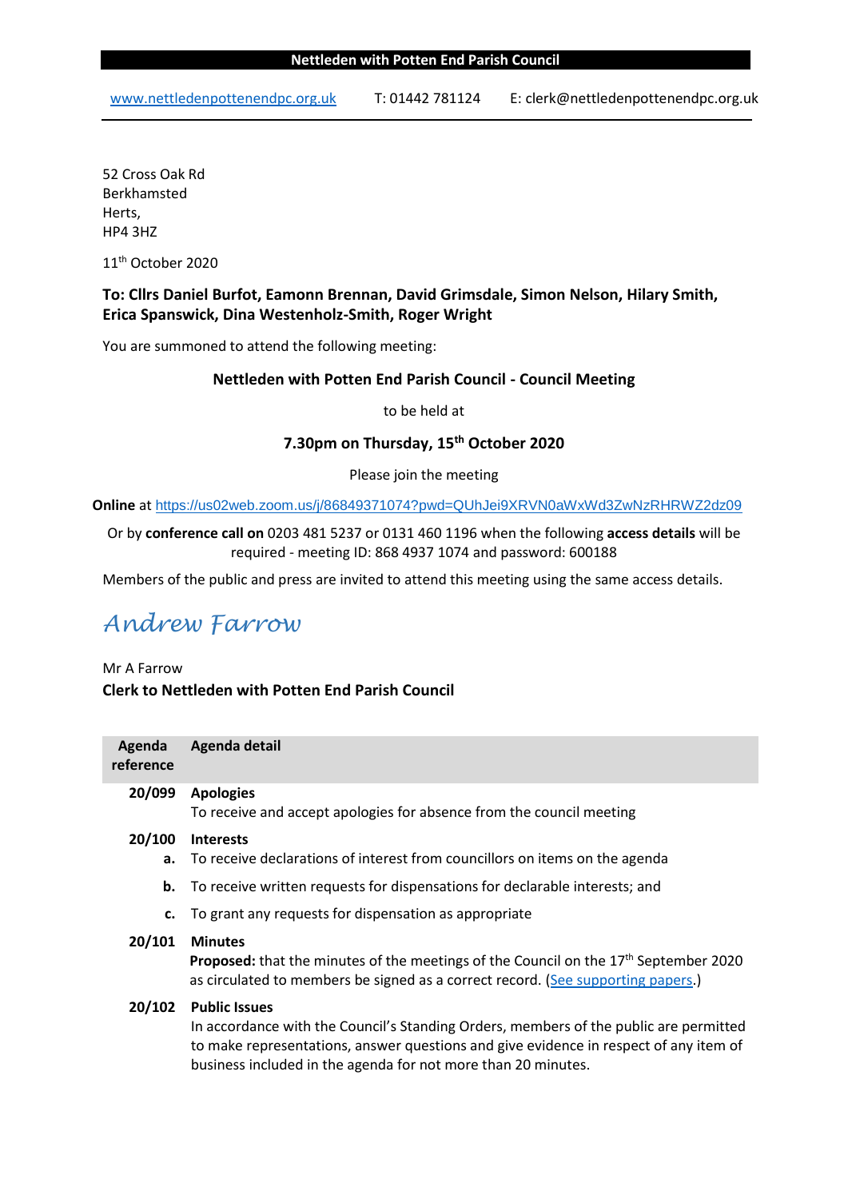**Nettleden with Potten End Parish Council**

[www.nettledenpottenendpc.org.uk](http://www.nettledenpottenendpc.org.uk) T: 01442 781124 E: clerk@nettledenpottenendpc.org.uk

52 Cross Oak Rd
Berkhamsted
Herts,
HP4 3HZ

11th October 2020

**To: Cllrs Daniel Burfot, Eamonn Brennan, David Grimsdale, Simon Nelson, Hilary Smith, Erica Spanswick, Dina Westenholz-Smith, Roger Wright**

You are summoned to attend the following meeting:

**Nettleden with Potten End Parish Council - Council Meeting**

to be held at

**7.30pm on Thursday, 15th October 2020**

Please join the meeting

**Online** at [https://us02web.zoom.us/j/86849371074?pwd=QUhJei9XRVN0aWxWd3ZwNzRHRWZ2dz09](https://us02web.zoom.us/j/86849371074?pwd=QUhJei9XRVN0aWxWd3ZwNzRHRWZ2dz09)

Or by **conference call on** 0203 481 5237 or 0131 460 1196 when the following **access details** will be required - meeting ID: 868 4937 1074 and password: 600188

Members of the public and press are invited to attend this meeting using the same access details.

*Andrew Farrow*

Mr A Farrow
**Clerk to Nettleden with Potten End Parish Council**

| Agenda reference | Agenda detail |
|---|---|
| **20/099** | **Apologies**<br>To receive and accept apologies for absence from the council meeting |
| **20/100** | **Interests** |
| **a.** | To receive declarations of interest from councillors on items on the agenda |
| **b.** | To receive written requests for dispensations for declarable interests; and |
| **c.** | To grant any requests for dispensation as appropriate |
| **20/101** | **Minutes**<br>**Proposed:** that the minutes of the meetings of the Council on the 17th September 2020 as circulated to members be signed as a correct record. (See supporting papers.) |
| **20/102** | **Public Issues**<br>In accordance with the Council's Standing Orders, members of the public are permitted to make representations, answer questions and give evidence in respect of any item of business included in the agenda for not more than 20 minutes. |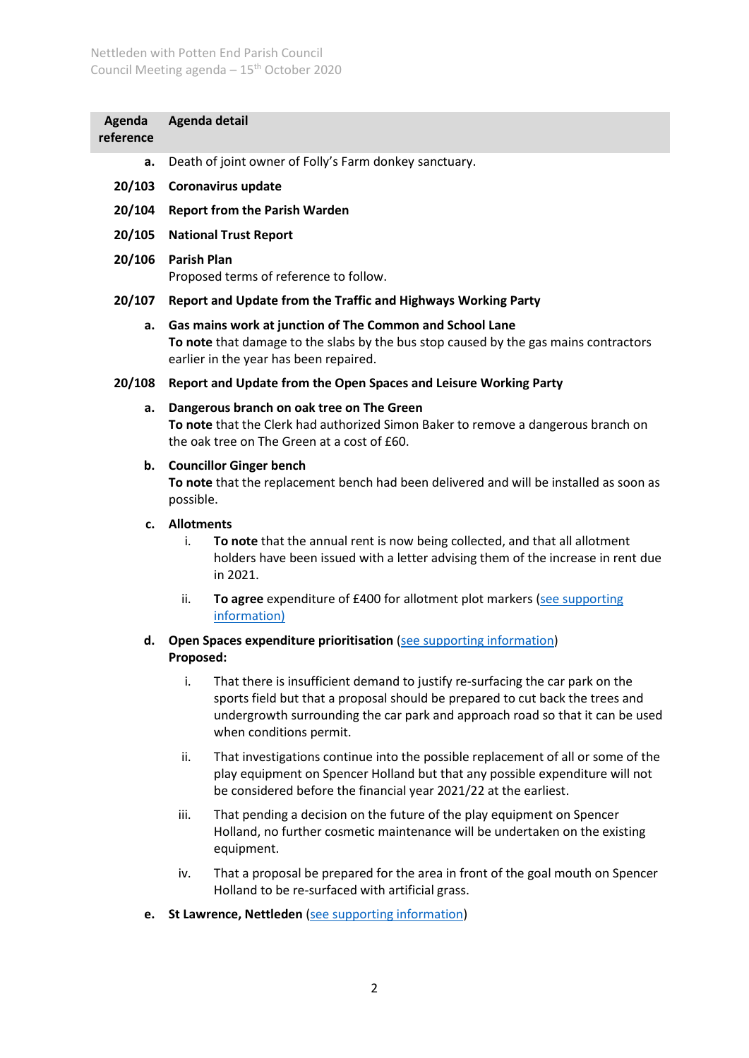| Agenda reference | Agenda detail |
|---|---|
| **a.** | Death of joint owner of Folly's Farm donkey sanctuary. |
| **20/103** | **Coronavirus update** |
| **20/104** | **Report from the Parish Warden** |
| **20/105** | **National Trust Report** |
| **20/106** | **Parish Plan**<br>Proposed terms of reference to follow. |
| **20/107** | **Report and Update from the Traffic and Highways Working Party** |
| **a.** | **Gas mains work at junction of The Common and School Lane**<br>**To note** that damage to the slabs by the bus stop caused by the gas mains contractors earlier in the year has been repaired. |
| **20/108** | **Report and Update from the Open Spaces and Leisure Working Party** |
| **a.** | **Dangerous branch on oak tree on The Green**<br>**To note** that the Clerk had authorized Simon Baker to remove a dangerous branch on the oak tree on The Green at a cost of £60. |
| **b.** | **Councillor Ginger bench**<br>**To note** that the replacement bench had been delivered and will be installed as soon as possible. |
| **c.** | **Allotments**<br>i. **To note** that the annual rent is now being collected, and that all allotment holders have been issued with a letter advising them of the increase in rent due in 2021.<br>ii. **To agree** expenditure of £400 for allotment plot markers (see supporting information) |
| **d.** | **Open Spaces expenditure prioritisation** (see supporting information)<br>**Proposed:**<br>i. That there is insufficient demand to justify re-surfacing the car park on the sports field but that a proposal should be prepared to cut back the trees and undergrowth surrounding the car park and approach road so that it can be used when conditions permit.<br>ii. That investigations continue into the possible replacement of all or some of the play equipment on Spencer Holland but that any possible expenditure will not be considered before the financial year 2021/22 at the earliest.<br>iii. That pending a decision on the future of the play equipment on Spencer Holland, no further cosmetic maintenance will be undertaken on the existing equipment.<br>iv. That a proposal be prepared for the area in front of the goal mouth on Spencer Holland to be re-surfaced with artificial grass. |
| **e.** | **St Lawrence, Nettleden** (see supporting information) |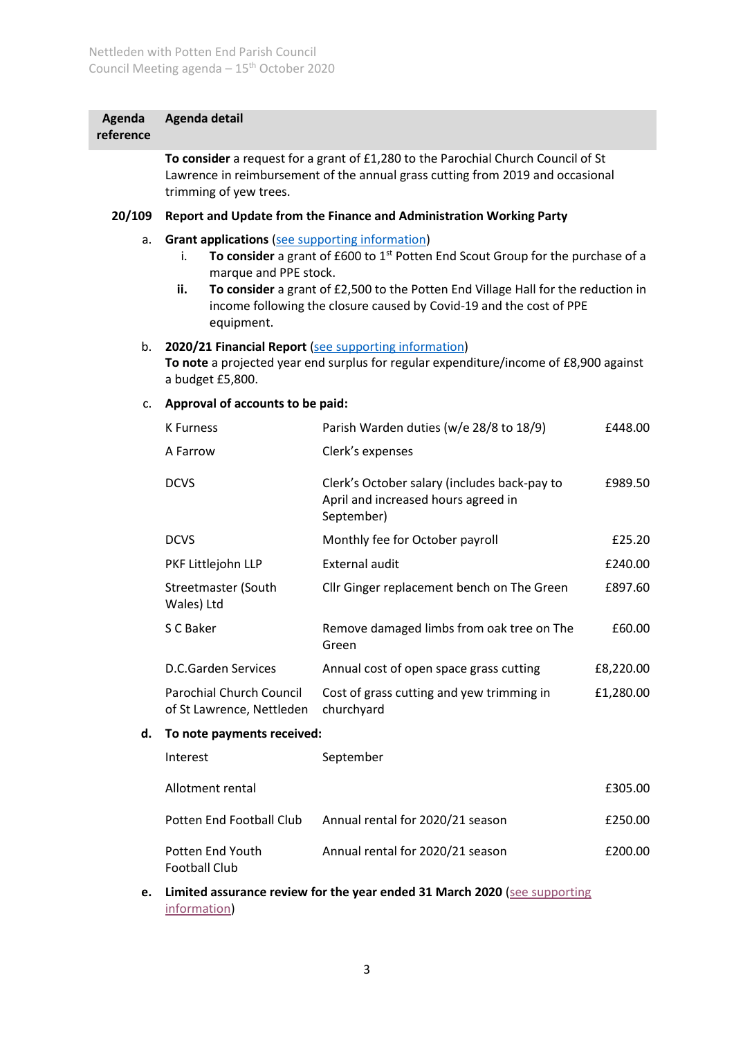| Agenda reference | Agenda detail |
|---|---|
| | **To consider** a request for a grant of £1,280 to the Parochial Church Council of St Lawrence in reimbursement of the annual grass cutting from 2019 and occasional trimming of yew trees. |
| **20/109** | **Report and Update from the Finance and Administration Working Party** |

**a. Grant applications** (see supporting information)

- i. **To consider** a grant of £600 to 1st Potten End Scout Group for the purchase of a marque and PPE stock.
- **ii.** **To consider** a grant of £2,500 to the Potten End Village Hall for the reduction in income following the closure caused by Covid-19 and the cost of PPE equipment.

**b. 2020/21 Financial Report** (see supporting information)

**To note** a projected year end surplus for regular expenditure/income of £8,900 against a budget £5,800.

**c. Approval of accounts to be paid:**

| Payee | Description | Amount |
|---|---|---|
| K Furness | Parish Warden duties (w/e 28/8 to 18/9) | £448.00 |
| A Farrow | Clerk's expenses | |
| DCVS | Clerk's October salary (includes back-pay to April and increased hours agreed in September) | £989.50 |
| DCVS | Monthly fee for October payroll | £25.20 |
| PKF Littlejohn LLP | External audit | £240.00 |
| Streetmaster (South Wales) Ltd | Cllr Ginger replacement bench on The Green | £897.60 |
| S C Baker | Remove damaged limbs from oak tree on The Green | £60.00 |
| D.C.Garden Services | Annual cost of open space grass cutting | £8,220.00 |
| Parochial Church Council of St Lawrence, Nettleden | Cost of grass cutting and yew trimming in churchyard | £1,280.00 |

**d. To note payments received:**

| Payer | Description | Amount |
|---|---|---|
| Interest | September | |
| Allotment rental | | £305.00 |
| Potten End Football Club | Annual rental for 2020/21 season | £250.00 |
| Potten End Youth Football Club | Annual rental for 2020/21 season | £200.00 |

**e. Limited assurance review for the year ended 31 March 2020** (see supporting information)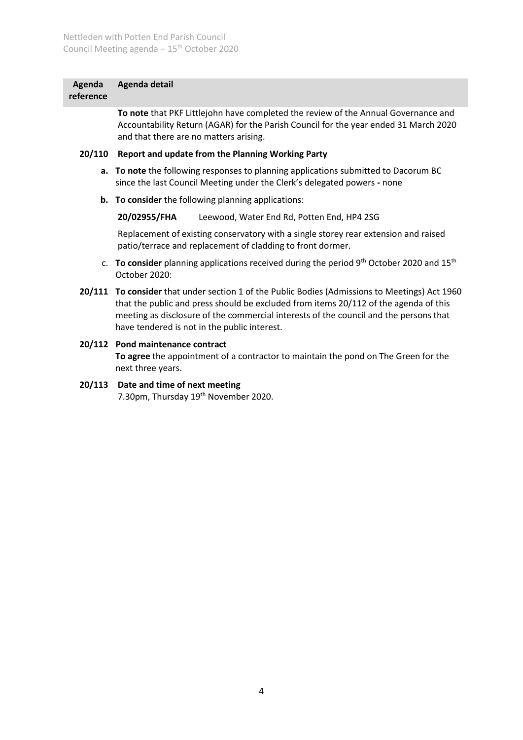| Agenda reference | Agenda detail |
|---|---|
| | **To note** that PKF Littlejohn have completed the review of the Annual Governance and Accountability Return (AGAR) for the Parish Council for the year ended 31 March 2020 and that there are no matters arising. |
| **20/110** | **Report and update from the Planning Working Party** |
| **a.** | **To note** the following responses to planning applications submitted to Dacorum BC since the last Council Meeting under the Clerk's delegated powers **-** none |
| **b.** | **To consider** the following planning applications:<br><br>**20/02955/FHA** Leewood, Water End Rd, Potten End, HP4 2SG<br><br>Replacement of existing conservatory with a single storey rear extension and raised patio/terrace and replacement of cladding to front dormer. |
| c. | **To consider** planning applications received during the period 9th October 2020 and 15th October 2020: |
| **20/111** | **To consider** that under section 1 of the Public Bodies (Admissions to Meetings) Act 1960 that the public and press should be excluded from items 20/112 of the agenda of this meeting as disclosure of the commercial interests of the council and the persons that have tendered is not in the public interest. |
| **20/112** | **Pond maintenance contract**<br>**To agree** the appointment of a contractor to maintain the pond on The Green for the next three years. |
| **20/113** | **Date and time of next meeting**<br>7.30pm, Thursday 19th November 2020. |